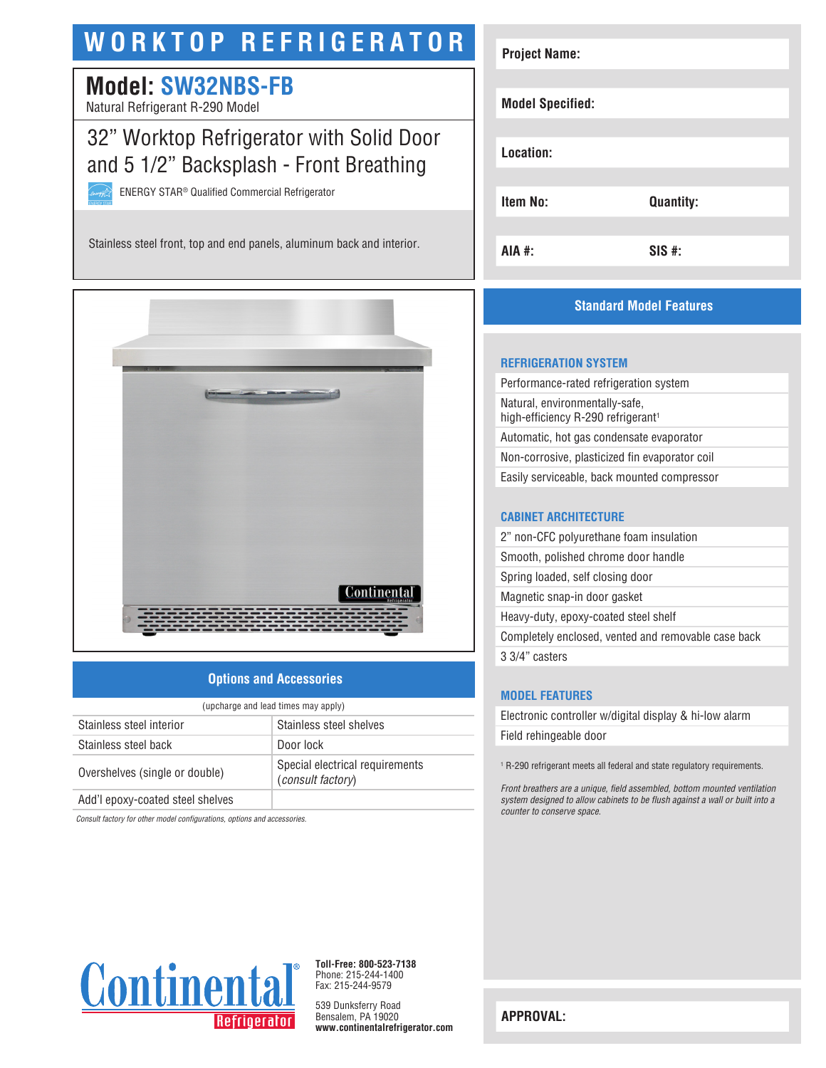# WORKTOP REFRIGERATOR

## Model: SW32NBS-FB

Natural Refrigerant R-290 Model

### 32" Worktop Refrigerator with Solid Door and 5 1/2" Backsplash - Front Breathing

ENERGY STAR® Qualified Commercial Refrigerator

Stainless steel front, top and end panels, aluminum back and interior.

| Project Name: | |
|---|---|
| Model Specified: | |
| Location: | |
| Item No: | Quantity: |
| AIA #: | SIS #: |

## Options and Accessories

(upcharge and lead times may apply)

| | |
|---|---|
| Stainless steel interior | Stainless steel shelves |
| Stainless steel back | Door lock |
| Overshelves (single or double) | Special electrical requirements (*consult factory*) |
| Add'l epoxy-coated steel shelves | |

*Consult factory for other model configurations, options and accessories.*

## Standard Model Features

### REFRIGERATION SYSTEM

- Performance-rated refrigeration system
- Natural, environmentally-safe, high-efficiency R-290 refrigerant[1]
- Automatic, hot gas condensate evaporator
- Non-corrosive, plasticized fin evaporator coil
- Easily serviceable, back mounted compressor

### CABINET ARCHITECTURE

- 2" non-CFC polyurethane foam insulation
- Smooth, polished chrome door handle
- Spring loaded, self closing door
- Magnetic snap-in door gasket
- Heavy-duty, epoxy-coated steel shelf
- Completely enclosed, vented and removable case back
- 3 3/4" casters

### MODEL FEATURES

- Electronic controller w/digital display & hi-low alarm
- Field rehingeable door

[1] R-290 refrigerant meets all federal and state regulatory requirements.

*Front breathers are a unique, field assembled, bottom mounted ventilation system designed to allow cabinets to be flush against a wall or built into a counter to conserve space.*

Continental® Refrigerator

**Toll-Free: 800-523-7138**
Phone: 215-244-1400
Fax: 215-244-9579

539 Dunksferry Road
Bensalem, PA 19020
**www.continentalrefrigerator.com**

**APPROVAL:**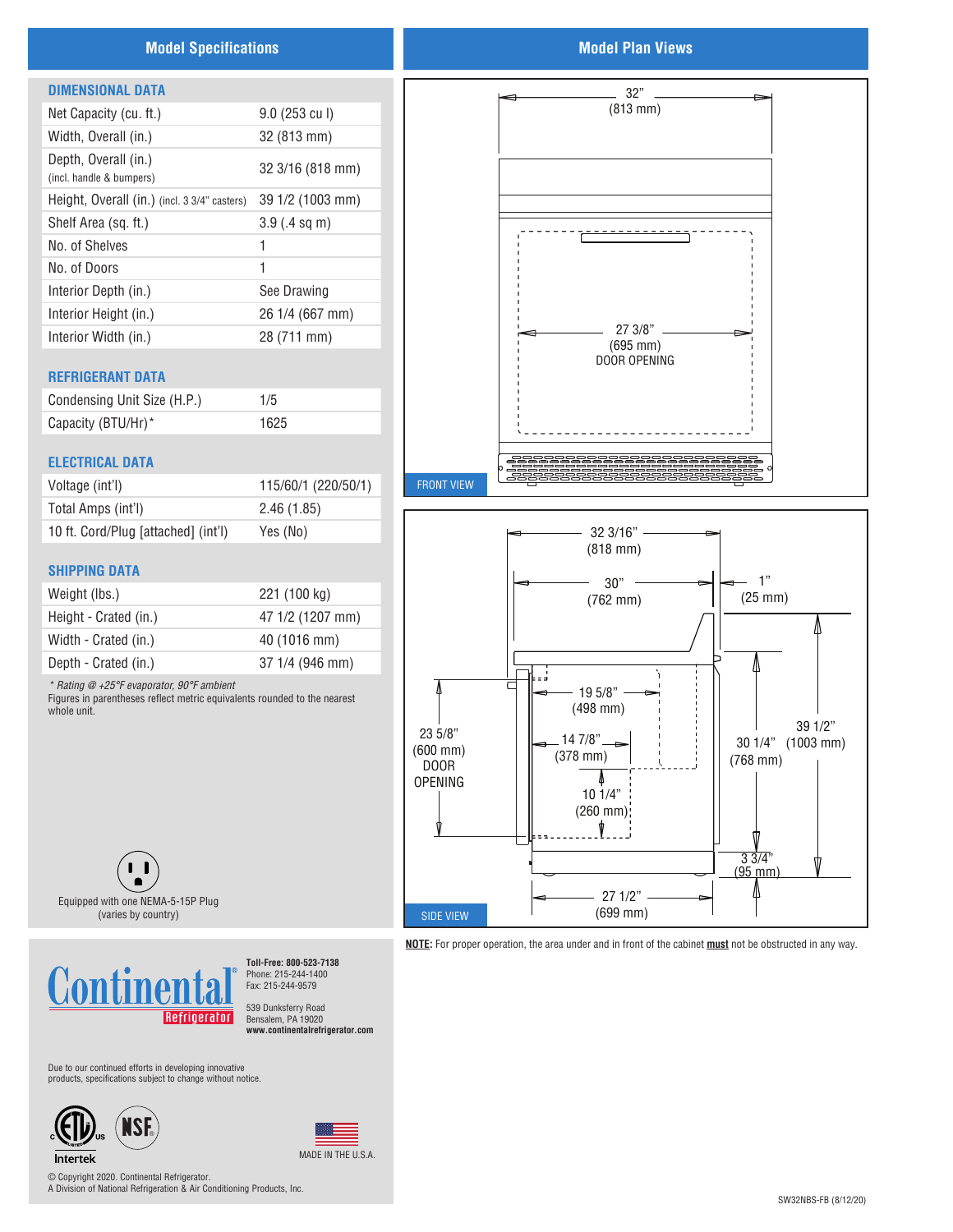## Model Specifications

### DIMENSIONAL DATA

| | |
|---|---|
| Net Capacity (cu. ft.) | 9.0 (253 cu l) |
| Width, Overall (in.) | 32 (813 mm) |
| Depth, Overall (in.) (incl. handle & bumpers) | 32 3/16 (818 mm) |
| Height, Overall (in.) (incl. 3 3/4" casters) | 39 1/2 (1003 mm) |
| Shelf Area (sq. ft.) | 3.9 (.4 sq m) |
| No. of Shelves | 1 |
| No. of Doors | 1 |
| Interior Depth (in.) | See Drawing |
| Interior Height (in.) | 26 1/4 (667 mm) |
| Interior Width (in.) | 28 (711 mm) |

### REFRIGERANT DATA

| | |
|---|---|
| Condensing Unit Size (H.P.) | 1/5 |
| Capacity (BTU/Hr)* | 1625 |

### ELECTRICAL DATA

| | |
|---|---|
| Voltage (int'l) | 115/60/1 (220/50/1) |
| Total Amps (int'l) | 2.46 (1.85) |
| 10 ft. Cord/Plug [attached] (int'l) | Yes (No) |

### SHIPPING DATA

| | |
|---|---|
| Weight (lbs.) | 221 (100 kg) |
| Height - Crated (in.) | 47 1/2 (1207 mm) |
| Width - Crated (in.) | 40 (1016 mm) |
| Depth - Crated (in.) | 37 1/4 (946 mm) |

*\* Rating @ +25°F evaporator, 90°F ambient*
Figures in parentheses reflect metric equivalents rounded to the nearest whole unit.

Equipped with one NEMA-5-15P Plug (varies by country)

## Model Plan Views

FRONT VIEW

32"
(813 mm)

27 3/8"
(695 mm)
DOOR OPENING

SIDE VIEW

32 3/16"
(818 mm)

30"
(762 mm)

1"
(25 mm)

19 5/8"
(498 mm)

14 7/8"
(378 mm)

10 1/4"
(260 mm)

23 5/8"
(600 mm)
DOOR OPENING

30 1/4"
(768 mm)

39 1/2"
(1003 mm)

3 3/4"
(95 mm)

27 1/2"
(699 mm)

**NOTE:** For proper operation, the area under and in front of the cabinet **must** not be obstructed in any way.

Continental® Refrigerator

**Toll-Free: 800-523-7138**
Phone: 215-244-1400
Fax: 215-244-9579

539 Dunksferry Road
Bensalem, PA 19020
**www.continentalrefrigerator.com**

Due to our continued efforts in developing innovative products, specifications subject to change without notice.

Intertek

MADE IN THE U.S.A.

© Copyright 2020. Continental Refrigerator.
A Division of National Refrigeration & Air Conditioning Products, Inc.

SW32NBS-FB (8/12/20)